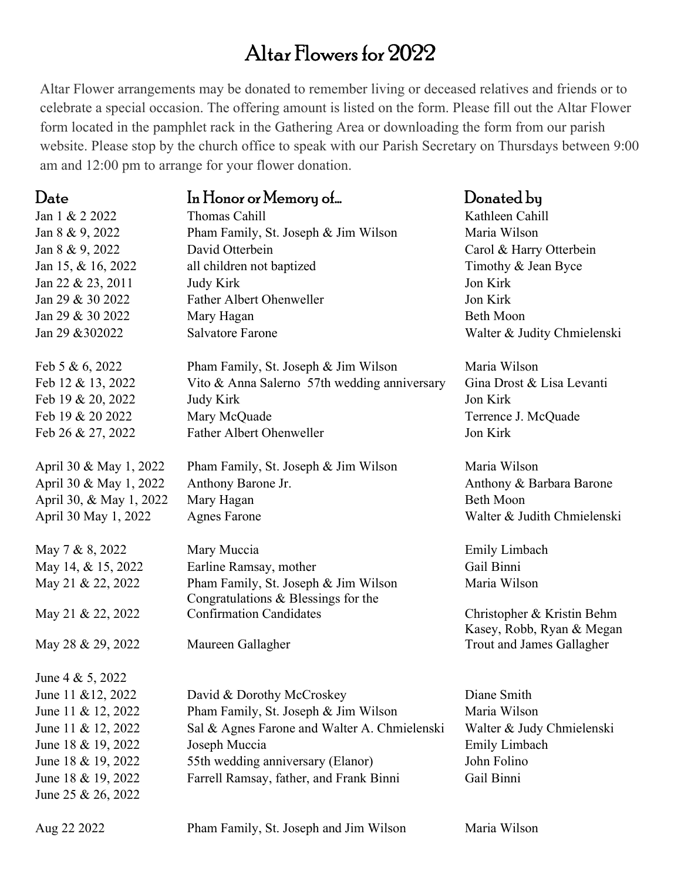# Altar Flowers for 2022

Altar Flower arrangements may be donated to remember living or deceased relatives and friends or to celebrate a special occasion. The offering amount is listed on the form. Please fill out the Altar Flower form located in the pamphlet rack in the Gathering Area or downloading the form from our parish website. Please stop by the church office to speak with our Parish Secretary on Thursdays between 9:00 am and 12:00 pm to arrange for your flower donation.

| Date | In Honor or Memory of… | Donated by |
|---|---|---|
| Jan 1 & 2 2022 | Thomas Cahill | Kathleen Cahill |
| Jan 8 & 9, 2022 | Pham Family, St. Joseph & Jim Wilson | Maria Wilson |
| Jan 8 & 9, 2022 | David Otterbein | Carol & Harry Otterbein |
| Jan 15, & 16, 2022 | all children not baptized | Timothy & Jean Byce |
| Jan 22 & 23, 2011 | Judy Kirk | Jon Kirk |
| Jan 29 & 30 2022 | Father Albert Ohenweller | Jon Kirk |
| Jan 29 & 30 2022 | Mary Hagan | Beth Moon |
| Jan 29 &302022 | Salvatore Farone | Walter & Judity Chmielenski |
| | | |
| Feb 5 & 6, 2022 | Pham Family, St. Joseph & Jim Wilson | Maria Wilson |
| Feb 12 & 13, 2022 | Vito & Anna Salerno 57th wedding anniversary | Gina Drost & Lisa Levanti |
| Feb 19 & 20, 2022 | Judy Kirk | Jon Kirk |
| Feb 19 & 20 2022 | Mary McQuade | Terrence J. McQuade |
| Feb 26 & 27, 2022 | Father Albert Ohenweller | Jon Kirk |
| | | |
| April 30 & May 1, 2022 | Pham Family, St. Joseph & Jim Wilson | Maria Wilson |
| April 30 & May 1, 2022 | Anthony Barone Jr. | Anthony & Barbara Barone |
| April 30, & May 1, 2022 | Mary Hagan | Beth Moon |
| April 30 May 1, 2022 | Agnes Farone | Walter & Judith Chmielenski |
| | | |
| May 7 & 8, 2022 | Mary Muccia | Emily Limbach |
| May 14, & 15, 2022 | Earline Ramsay, mother | Gail Binni |
| May 21 & 22, 2022 | Pham Family, St. Joseph & Jim Wilson | Maria Wilson |
| May 21 & 22, 2022 | Congratulations & Blessings for the Confirmation Candidates | Christopher & Kristin Behm |
| May 28 & 29, 2022 | Maureen Gallagher | Kasey, Robb, Ryan & Megan Trout and James Gallagher |
| | | |
| June 4 & 5, 2022 | | |
| June 11 &12, 2022 | David & Dorothy McCroskey | Diane Smith |
| June 11 & 12, 2022 | Pham Family, St. Joseph & Jim Wilson | Maria Wilson |
| June 11 & 12, 2022 | Sal & Agnes Farone and Walter A. Chmielenski | Walter & Judy Chmielenski |
| June 18 & 19, 2022 | Joseph Muccia | Emily Limbach |
| June 18 & 19, 2022 | 55th wedding anniversary (Elanor) | John Folino |
| June 18 & 19, 2022 | Farrell Ramsay, father, and Frank Binni | Gail Binni |
| June 25 & 26, 2022 | | |
| | | |
| Aug 22 2022 | Pham Family, St. Joseph and Jim Wilson | Maria Wilson |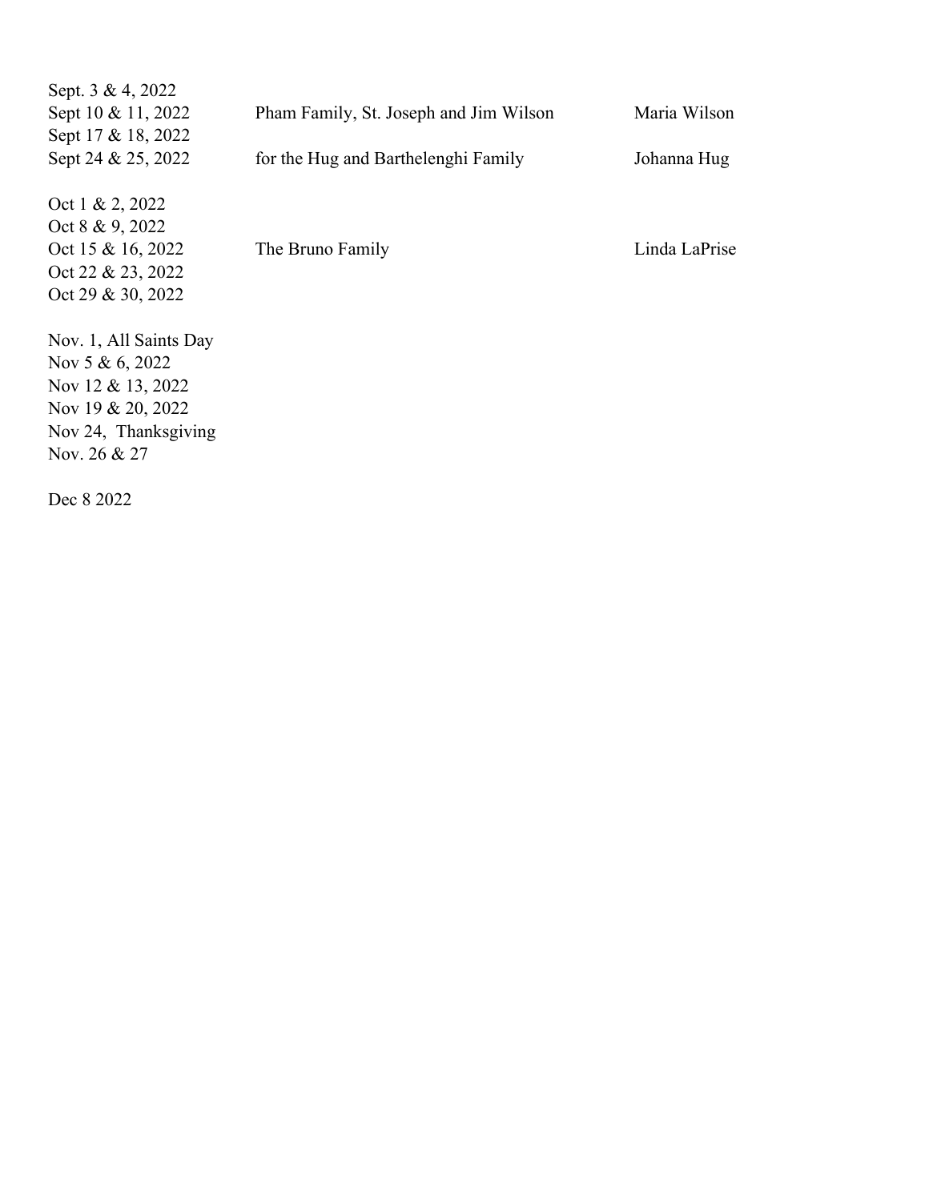| | | |
|---|---|---|
| Sept. 3 & 4, 2022 | | |
| Sept 10 & 11, 2022 | Pham Family, St. Joseph and Jim Wilson | Maria Wilson |
| Sept 17 & 18, 2022 | | |
| Sept 24 & 25, 2022 | for the Hug and Barthelenghi Family | Johanna Hug |
| Oct 1 & 2, 2022 | | |
| Oct 8 & 9, 2022 | | |
| Oct 15 & 16, 2022 | The Bruno Family | Linda LaPrise |
| Oct 22 & 23, 2022 | | |
| Oct 29 & 30, 2022 | | |
| Nov. 1, All Saints Day | | |
| Nov 5 & 6, 2022 | | |
| Nov 12 & 13, 2022 | | |
| Nov 19 & 20, 2022 | | |
| Nov 24, Thanksgiving | | |
| Nov. 26 & 27 | | |
| Dec 8 2022 | | |